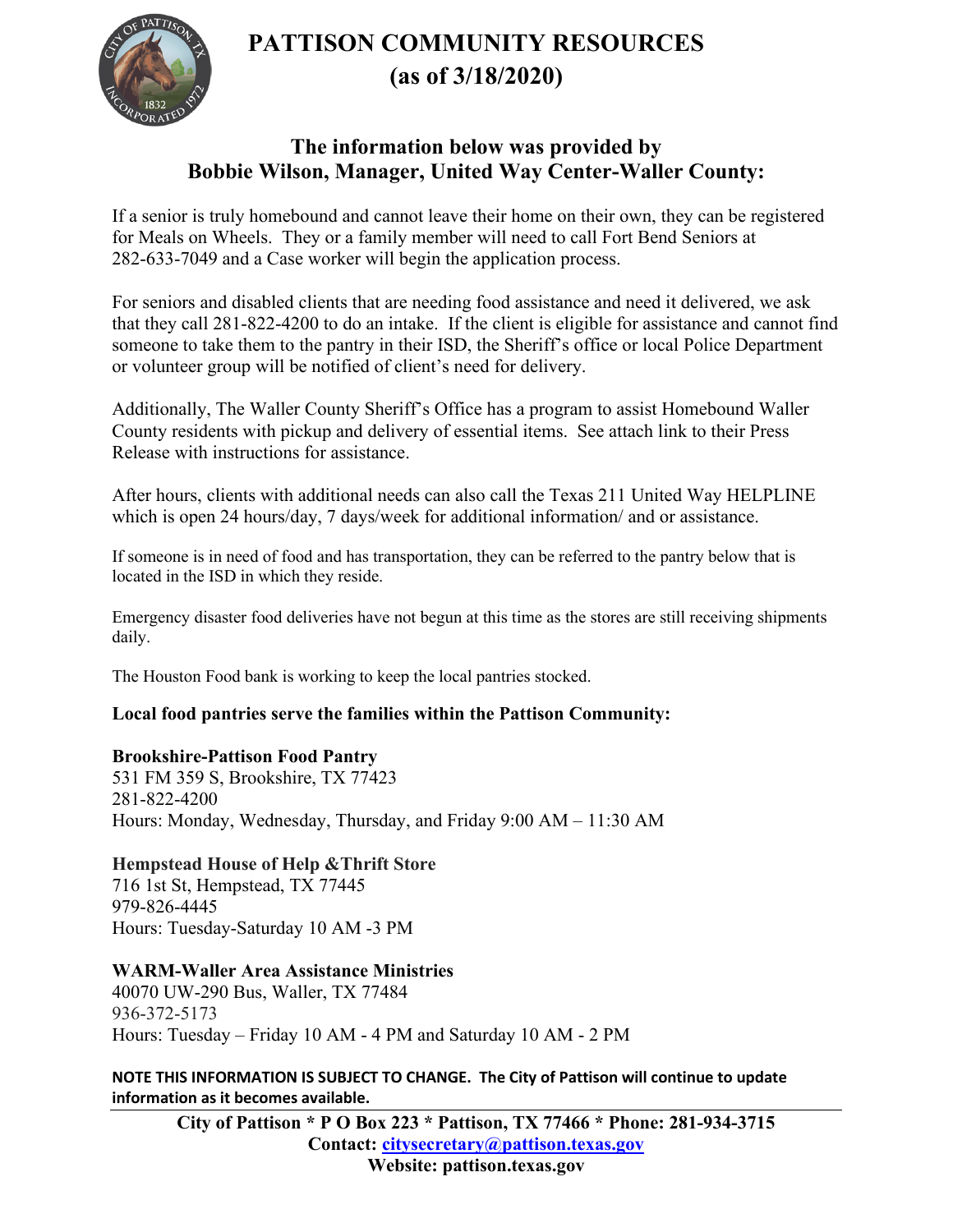# PATTISON COMMUNITY RESOURCES
# (as of 3/18/2020)

## The information below was provided by Bobbie Wilson, Manager, United Way Center-Waller County:

If a senior is truly homebound and cannot leave their home on their own, they can be registered for Meals on Wheels. They or a family member will need to call Fort Bend Seniors at 282-633-7049 and a Case worker will begin the application process.

For seniors and disabled clients that are needing food assistance and need it delivered, we ask that they call 281-822-4200 to do an intake. If the client is eligible for assistance and cannot find someone to take them to the pantry in their ISD, the Sheriff's office or local Police Department or volunteer group will be notified of client's need for delivery.

Additionally, The Waller County Sheriff's Office has a program to assist Homebound Waller County residents with pickup and delivery of essential items. See attach link to their Press Release with instructions for assistance.

After hours, clients with additional needs can also call the Texas 211 United Way HELPLINE which is open 24 hours/day, 7 days/week for additional information/ and or assistance.

If someone is in need of food and has transportation, they can be referred to the pantry below that is located in the ISD in which they reside.

Emergency disaster food deliveries have not begun at this time as the stores are still receiving shipments daily.

The Houston Food bank is working to keep the local pantries stocked.

**Local food pantries serve the families within the Pattison Community:**

**Brookshire-Pattison Food Pantry**
531 FM 359 S, Brookshire, TX 77423
281-822-4200
Hours: Monday, Wednesday, Thursday, and Friday 9:00 AM – 11:30 AM

**Hempstead House of Help &Thrift Store**
716 1st St, Hempstead, TX 77445
979-826-4445
Hours: Tuesday-Saturday 10 AM -3 PM

**WARM-Waller Area Assistance Ministries**
40070 UW-290 Bus, Waller, TX 77484
936-372-5173
Hours: Tuesday – Friday 10 AM - 4 PM and Saturday 10 AM - 2 PM

**NOTE THIS INFORMATION IS SUBJECT TO CHANGE. The City of Pattison will continue to update information as it becomes available.**

**City of Pattison * P O Box 223 * Pattison, TX 77466 * Phone: 281-934-3715**
**Contact: citysecretary@pattison.texas.gov**
**Website: pattison.texas.gov**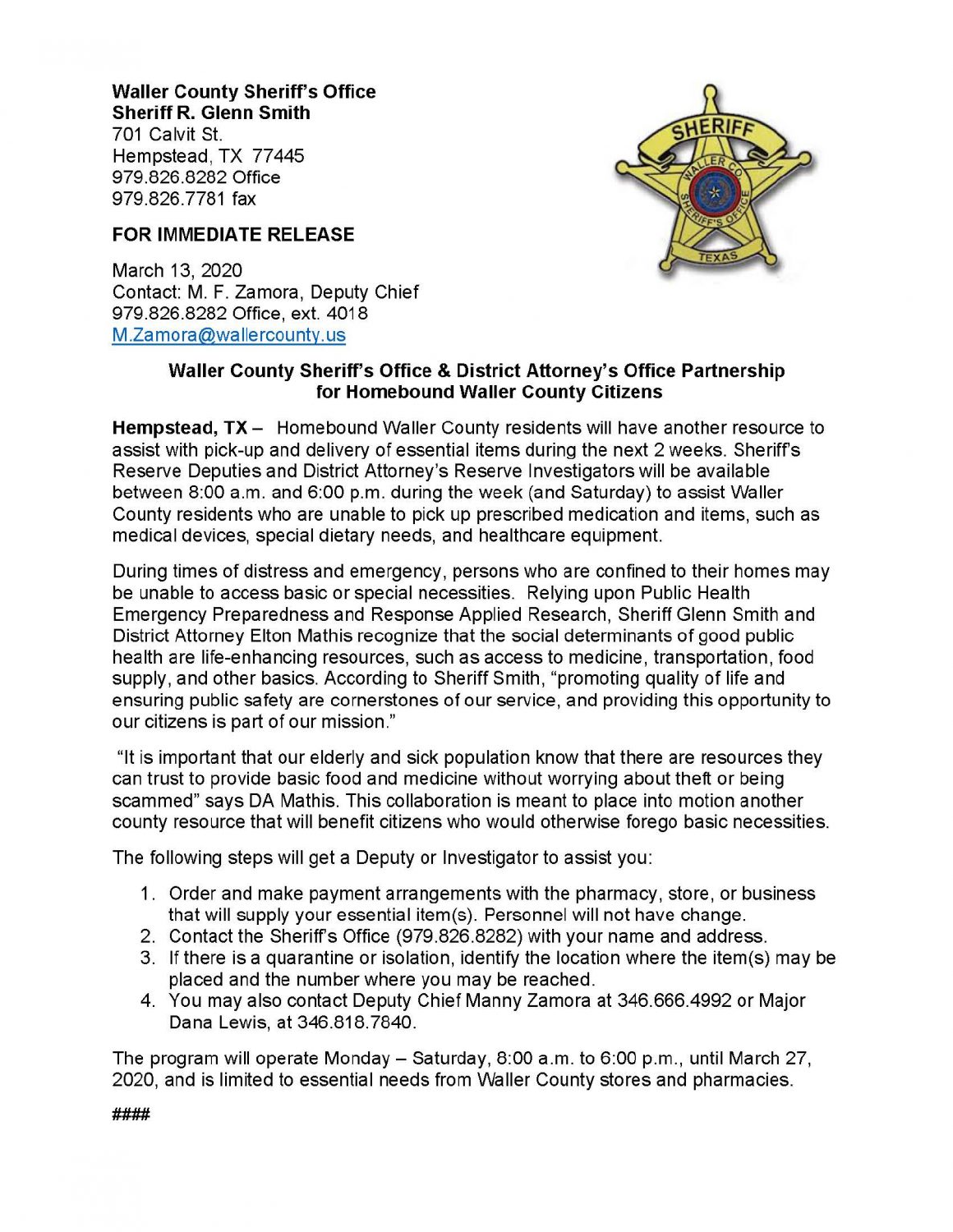**Waller County Sheriff's Office**
**Sheriff R. Glenn Smith**
701 Calvit St.
Hempstead, TX 77445
979.826.8282 Office
979.826.7781 fax

**FOR IMMEDIATE RELEASE**

March 13, 2020
Contact: M. F. Zamora, Deputy Chief
979.826.8282 Office, ext. 4018
M.Zamora@wallercounty.us

**Waller County Sheriff's Office & District Attorney's Office Partnership for Homebound Waller County Citizens**

**Hempstead, TX –** Homebound Waller County residents will have another resource to assist with pick-up and delivery of essential items during the next 2 weeks. Sheriff's Reserve Deputies and District Attorney's Reserve Investigators will be available between 8:00 a.m. and 6:00 p.m. during the week (and Saturday) to assist Waller County residents who are unable to pick up prescribed medication and items, such as medical devices, special dietary needs, and healthcare equipment.

During times of distress and emergency, persons who are confined to their homes may be unable to access basic or special necessities. Relying upon Public Health Emergency Preparedness and Response Applied Research, Sheriff Glenn Smith and District Attorney Elton Mathis recognize that the social determinants of good public health are life-enhancing resources, such as access to medicine, transportation, food supply, and other basics. According to Sheriff Smith, "promoting quality of life and ensuring public safety are cornerstones of our service, and providing this opportunity to our citizens is part of our mission."

"It is important that our elderly and sick population know that there are resources they can trust to provide basic food and medicine without worrying about theft or being scammed" says DA Mathis. This collaboration is meant to place into motion another county resource that will benefit citizens who would otherwise forego basic necessities.

The following steps will get a Deputy or Investigator to assist you:

1. Order and make payment arrangements with the pharmacy, store, or business that will supply your essential item(s). Personnel will not have change.
2. Contact the Sheriff's Office (979.826.8282) with your name and address.
3. If there is a quarantine or isolation, identify the location where the item(s) may be placed and the number where you may be reached.
4. You may also contact Deputy Chief Manny Zamora at 346.666.4992 or Major Dana Lewis, at 346.818.7840.

The program will operate Monday – Saturday, 8:00 a.m. to 6:00 p.m., until March 27, 2020, and is limited to essential needs from Waller County stores and pharmacies.

####